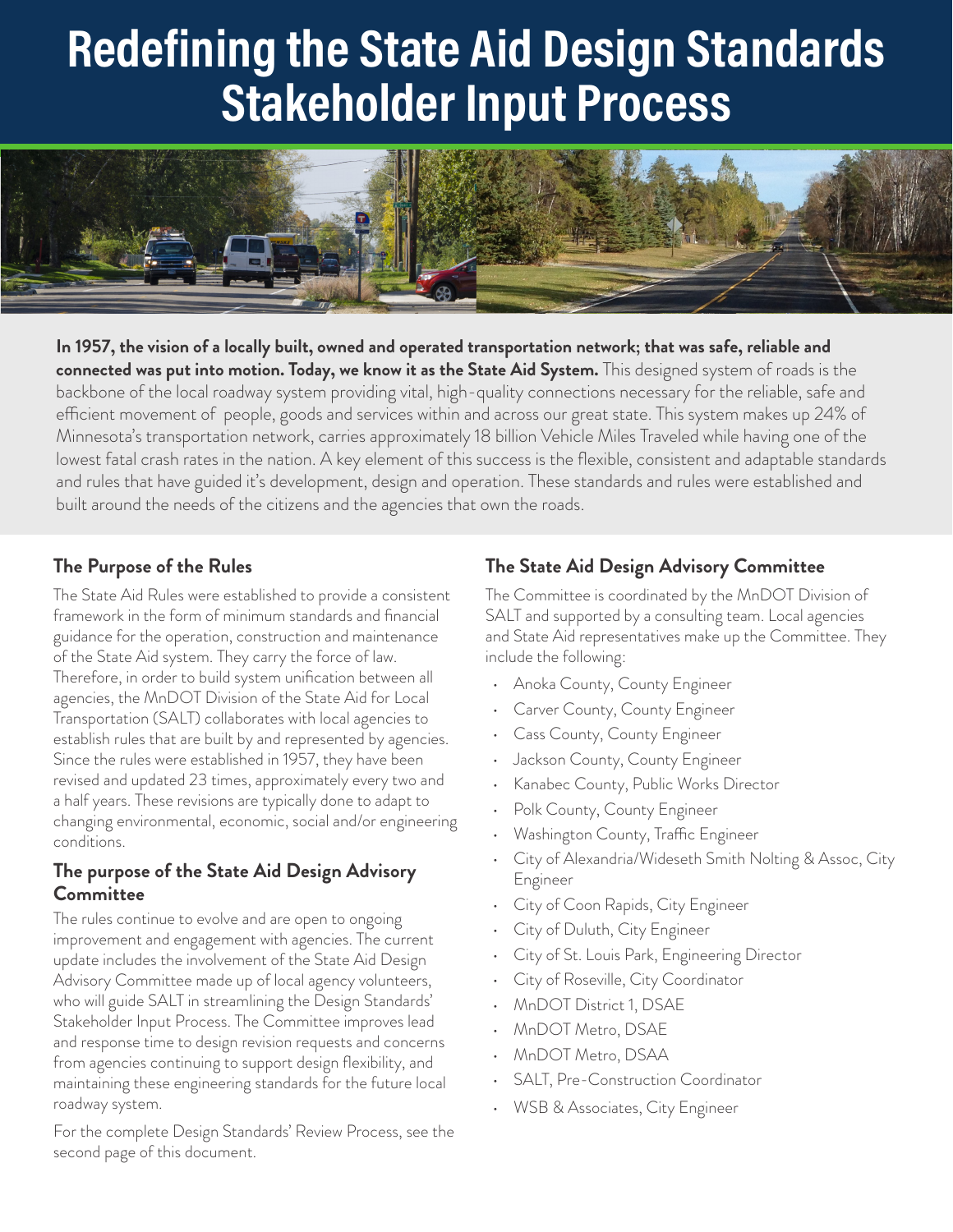# Redefining the State Aid Design Standards Stakeholder Input Process

**In 1957, the vision of a locally built, owned and operated transportation network; that was safe, reliable and connected was put into motion. Today, we know it as the State Aid System.** This designed system of roads is the backbone of the local roadway system providing vital, high-quality connections necessary for the reliable, safe and efficient movement of people, goods and services within and across our great state. This system makes up 24% of Minnesota's transportation network, carries approximately 18 billion Vehicle Miles Traveled while having one of the lowest fatal crash rates in the nation. A key element of this success is the flexible, consistent and adaptable standards and rules that have guided it's development, design and operation. These standards and rules were established and built around the needs of the citizens and the agencies that own the roads.

## The Purpose of the Rules

The State Aid Rules were established to provide a consistent framework in the form of minimum standards and financial guidance for the operation, construction and maintenance of the State Aid system. They carry the force of law. Therefore, in order to build system unification between all agencies, the MnDOT Division of the State Aid for Local Transportation (SALT) collaborates with local agencies to establish rules that are built by and represented by agencies. Since the rules were established in 1957, they have been revised and updated 23 times, approximately every two and a half years. These revisions are typically done to adapt to changing environmental, economic, social and/or engineering conditions.

## The purpose of the State Aid Design Advisory Committee

The rules continue to evolve and are open to ongoing improvement and engagement with agencies. The current update includes the involvement of the State Aid Design Advisory Committee made up of local agency volunteers, who will guide SALT in streamlining the Design Standards' Stakeholder Input Process. The Committee improves lead and response time to design revision requests and concerns from agencies continuing to support design flexibility, and maintaining these engineering standards for the future local roadway system.

For the complete Design Standards' Review Process, see the second page of this document.

## The State Aid Design Advisory Committee

The Committee is coordinated by the MnDOT Division of SALT and supported by a consulting team. Local agencies and State Aid representatives make up the Committee. They include the following:

- Anoka County, County Engineer
- Carver County, County Engineer
- Cass County, County Engineer
- Jackson County, County Engineer
- Kanabec County, Public Works Director
- Polk County, County Engineer
- Washington County, Traffic Engineer
- City of Alexandria/Wideseth Smith Nolting & Assoc, City Engineer
- City of Coon Rapids, City Engineer
- City of Duluth, City Engineer
- City of St. Louis Park, Engineering Director
- City of Roseville, City Coordinator
- MnDOT District 1, DSAE
- MnDOT Metro, DSAE
- MnDOT Metro, DSAA
- SALT, Pre-Construction Coordinator
- WSB & Associates, City Engineer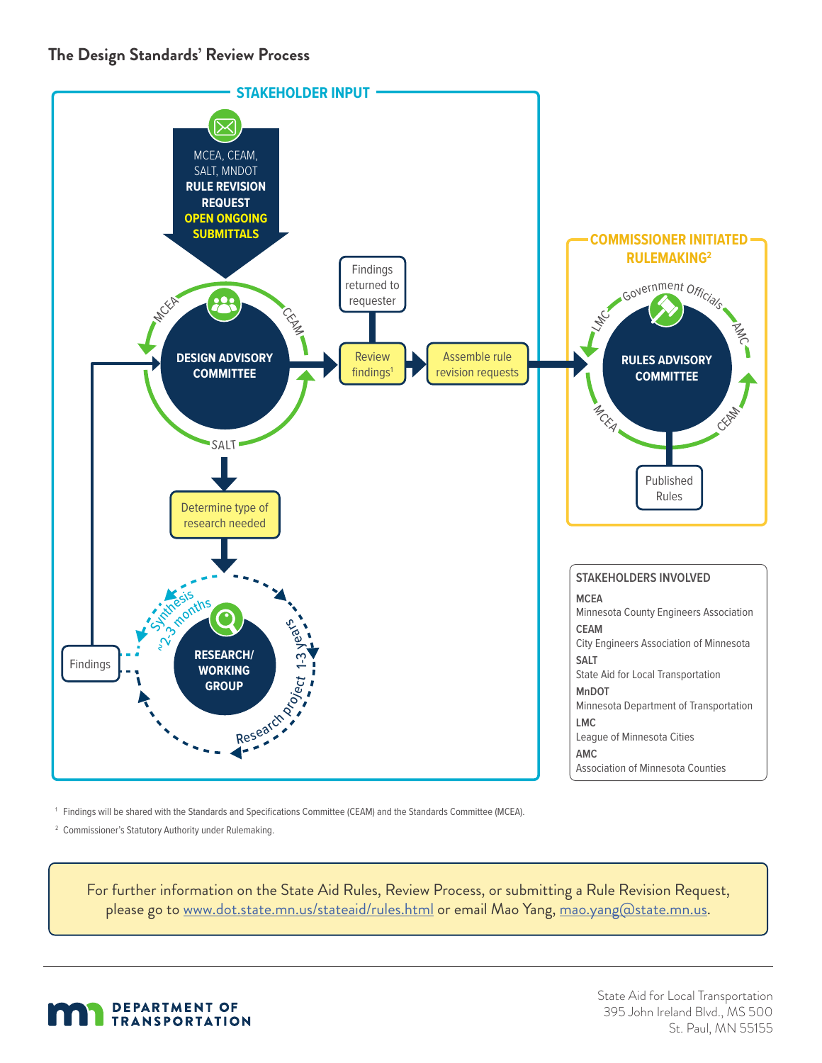## The Design Standards' Review Process

**STAKEHOLDER INPUT**

MCEA, CEAM, SALT, MNDOT
**RULE REVISION REQUEST**
**OPEN ONGOING SUBMITTALS**

MCEA
CEAM
**DESIGN ADVISORY COMMITTEE**
SALT

Findings returned to requester

Review findings[1]

Assemble rule revision requests

Determine type of research needed

Synthesis ~2-3 months

**RESEARCH/ WORKING GROUP**

Research project 1-3 years

Findings

**COMMISSIONER INITIATED RULEMAKING[2]**

Government Officials
LMC
AMC
**RULES ADVISORY COMMITTEE**
MCEA
CEAM

Published Rules

**STAKEHOLDERS INVOLVED**

**MCEA**
Minnesota County Engineers Association

**CEAM**
City Engineers Association of Minnesota

**SALT**
State Aid for Local Transportation

**MnDOT**
Minnesota Department of Transportation

**LMC**
League of Minnesota Cities

**AMC**
Association of Minnesota Counties

[1] Findings will be shared with the Standards and Specifications Committee (CEAM) and the Standards Committee (MCEA).

[2] Commissioner's Statutory Authority under Rulemaking.

For further information on the State Aid Rules, Review Process, or submitting a Rule Revision Request, please go to www.dot.state.mn.us/stateaid/rules.html or email Mao Yang, mao.yang@state.mn.us.

DEPARTMENT OF TRANSPORTATION

State Aid for Local Transportation
395 John Ireland Blvd., MS 500
St. Paul, MN 55155